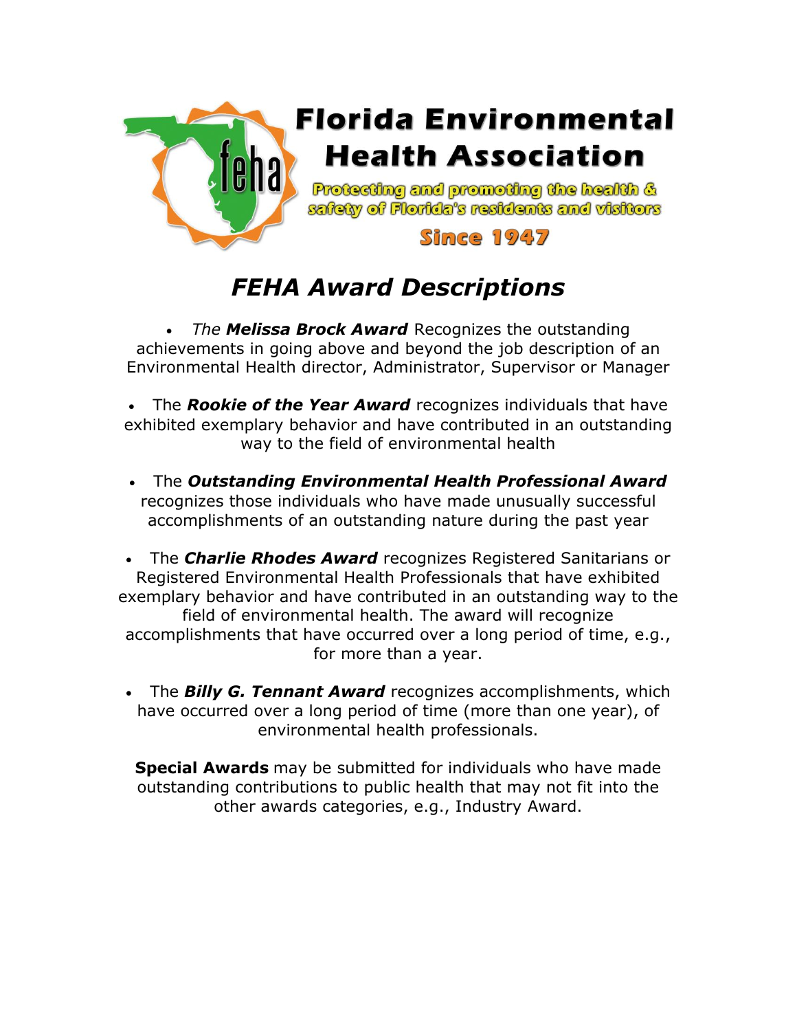# Florida Environmental Health Association

**Protecting and promoting the health & safety of Florida's residents and visitors**

**Since 1947**

## *FEHA Award Descriptions*

- *The* ***Melissa Brock Award*** Recognizes the outstanding achievements in going above and beyond the job description of an Environmental Health director, Administrator, Supervisor or Manager

- The ***Rookie of the Year Award*** recognizes individuals that have exhibited exemplary behavior and have contributed in an outstanding way to the field of environmental health

- The ***Outstanding Environmental Health Professional Award*** recognizes those individuals who have made unusually successful accomplishments of an outstanding nature during the past year

- The ***Charlie Rhodes Award*** recognizes Registered Sanitarians or Registered Environmental Health Professionals that have exhibited exemplary behavior and have contributed in an outstanding way to the field of environmental health. The award will recognize accomplishments that have occurred over a long period of time, e.g., for more than a year.

- The ***Billy G. Tennant Award*** recognizes accomplishments, which have occurred over a long period of time (more than one year), of environmental health professionals.

**Special Awards** may be submitted for individuals who have made outstanding contributions to public health that may not fit into the other awards categories, e.g., Industry Award.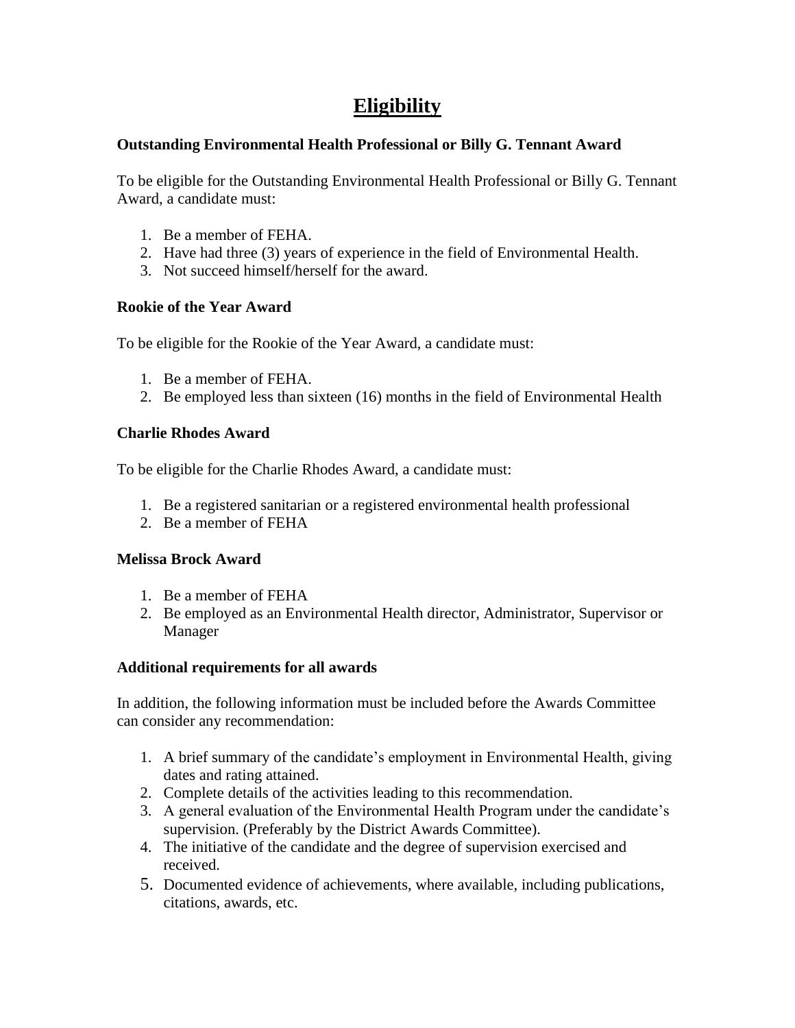# Eligibility

**Outstanding Environmental Health Professional or Billy G. Tennant Award**

To be eligible for the Outstanding Environmental Health Professional or Billy G. Tennant Award, a candidate must:

1. Be a member of FEHA.
2. Have had three (3) years of experience in the field of Environmental Health.
3. Not succeed himself/herself for the award.

**Rookie of the Year Award**

To be eligible for the Rookie of the Year Award, a candidate must:

1. Be a member of FEHA.
2. Be employed less than sixteen (16) months in the field of Environmental Health

**Charlie Rhodes Award**

To be eligible for the Charlie Rhodes Award, a candidate must:

1. Be a registered sanitarian or a registered environmental health professional
2. Be a member of FEHA

**Melissa Brock Award**

1. Be a member of FEHA
2. Be employed as an Environmental Health director, Administrator, Supervisor or Manager

**Additional requirements for all awards**

In addition, the following information must be included before the Awards Committee can consider any recommendation:

1. A brief summary of the candidate's employment in Environmental Health, giving dates and rating attained.
2. Complete details of the activities leading to this recommendation.
3. A general evaluation of the Environmental Health Program under the candidate's supervision. (Preferably by the District Awards Committee).
4. The initiative of the candidate and the degree of supervision exercised and received.
5. Documented evidence of achievements, where available, including publications, citations, awards, etc.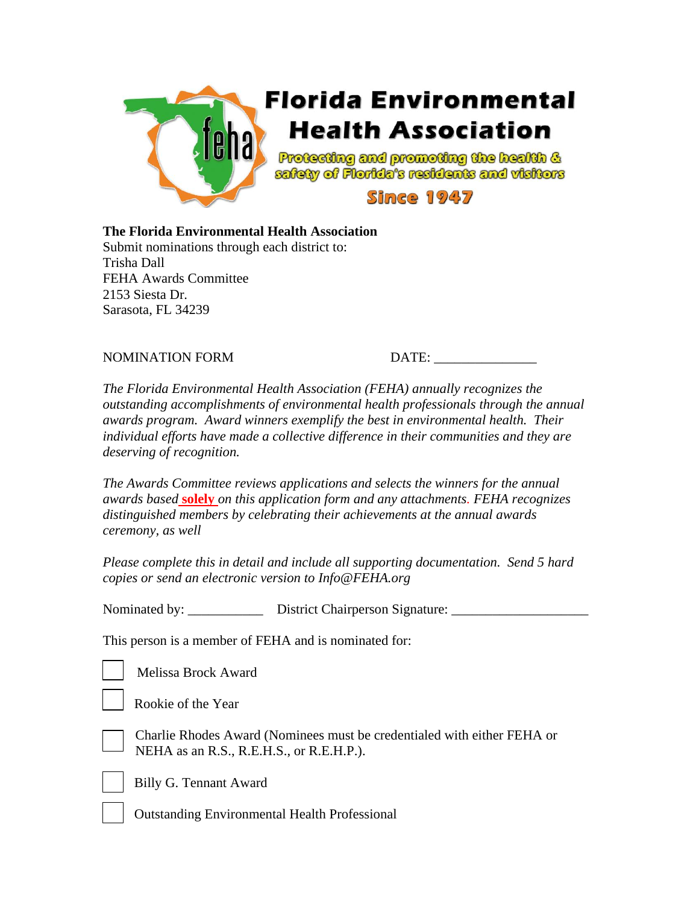# Florida Environmental Health Association

**Protecting and promoting the health & safety of Florida's residents and visitors**

**Since 1947**

**The Florida Environmental Health Association**
Submit nominations through each district to:
Trisha Dall
FEHA Awards Committee
2153 Siesta Dr.
Sarasota, FL 34239

NOMINATION FORM DATE: _______________

*The Florida Environmental Health Association (FEHA) annually recognizes the outstanding accomplishments of environmental health professionals through the annual awards program. Award winners exemplify the best in environmental health. Their individual efforts have made a collective difference in their communities and they are deserving of recognition.*

*The Awards Committee reviews applications and selects the winners for the annual awards based* **solely** *on this application form and any attachments. FEHA recognizes distinguished members by celebrating their achievements at the annual awards ceremony, as well*

*Please complete this in detail and include all supporting documentation. Send 5 hard copies or send an electronic version to Info@FEHA.org*

Nominated by: ___________ District Chairperson Signature: ____________________

This person is a member of FEHA and is nominated for:

- [ ] Melissa Brock Award
- [ ] Rookie of the Year
- [ ] Charlie Rhodes Award (Nominees must be credentialed with either FEHA or NEHA as an R.S., R.E.H.S., or R.E.H.P.).
- [ ] Billy G. Tennant Award
- [ ] Outstanding Environmental Health Professional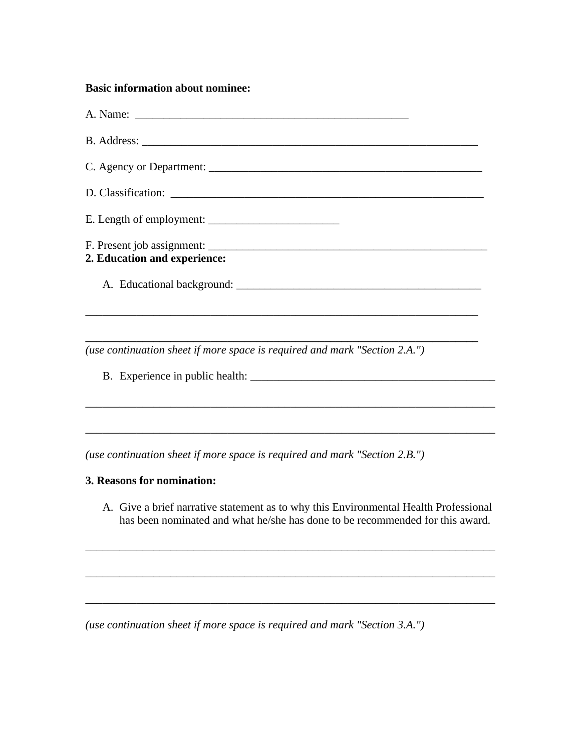**Basic information about nominee:**

A. Name: ___________________________________________________

B. Address: _______________________________________________________________

C. Agency or Department: __________________________________________________

D. Classification: __________________________________________________________

E. Length of employment: ________________________

F. Present job assignment: ____________________________________________________

**2. Education and experience:**

A. Educational background: ______________________________________________

_________________________________________________________________________

_________________________________________________________________________

*(use continuation sheet if more space is required and mark "Section 2.A.")*

B. Experience in public health: ______________________________________________

_____________________________________________________________________________

_____________________________________________________________________________

*(use continuation sheet if more space is required and mark "Section 2.B.")*

**3. Reasons for nomination:**

A. Give a brief narrative statement as to why this Environmental Health Professional has been nominated and what he/she has done to be recommended for this award.

_____________________________________________________________________________

_____________________________________________________________________________

_____________________________________________________________________________

*(use continuation sheet if more space is required and mark "Section 3.A.")*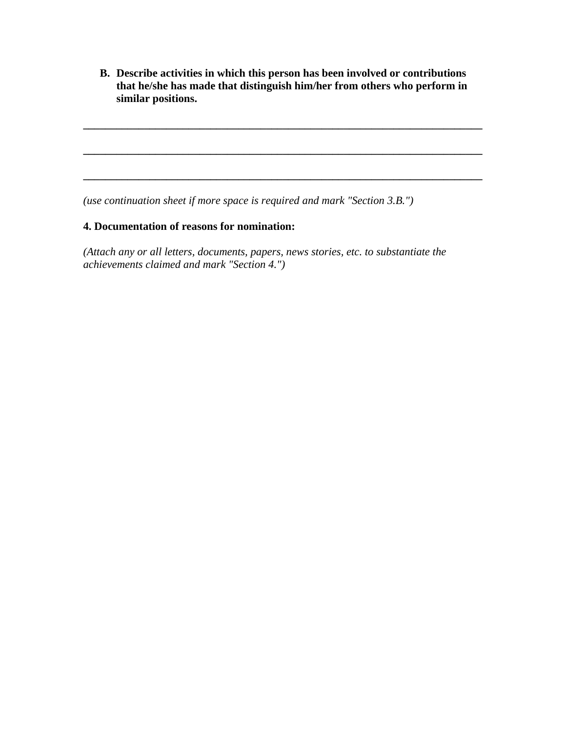**B. Describe activities in which this person has been involved or contributions that he/she has made that distinguish him/her from others who perform in similar positions.**

___________________________________________________________________________

___________________________________________________________________________

___________________________________________________________________________

*(use continuation sheet if more space is required and mark "Section 3.B.")*

**4. Documentation of reasons for nomination:**

*(Attach any or all letters, documents, papers, news stories, etc. to substantiate the achievements claimed and mark "Section 4.")*